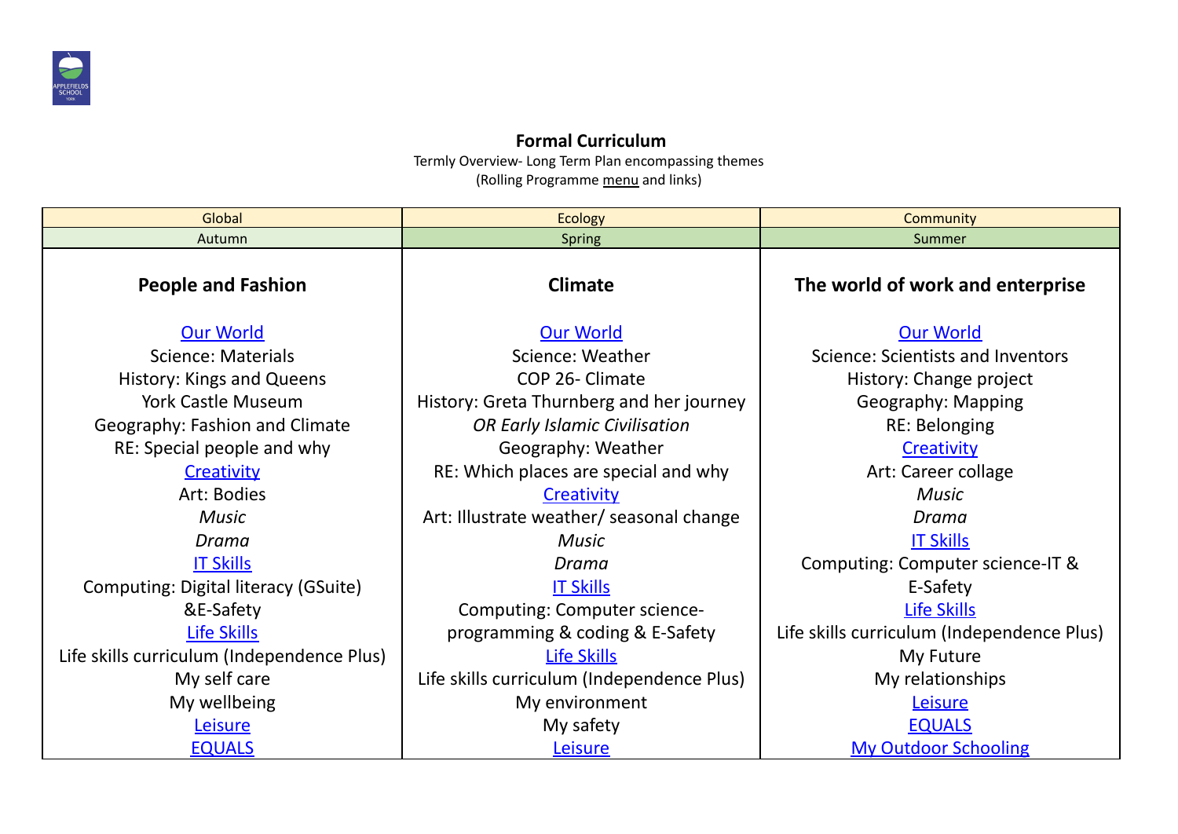# Formal Curriculum

Termly Overview- Long Term Plan encompassing themes

(Rolling Programme menu and links)

| Global | Ecology | Community |
|---|---|---|
| Autumn | Spring | Summer |
| **People and Fashion**<br><br>Our World<br>Science: Materials<br>History: Kings and Queens<br>York Castle Museum<br>Geography: Fashion and Climate<br>RE: Special people and why<br>Creativity<br>Art: Bodies<br>*Music*<br>*Drama*<br>IT Skills<br>Computing: Digital literacy (GSuite) &E-Safety<br>Life Skills<br>Life skills curriculum (Independence Plus)<br>My self care<br>My wellbeing<br>Leisure<br>EQUALS | **Climate**<br><br>Our World<br>Science: Weather<br>COP 26- Climate<br>History: Greta Thurnberg and her journey<br>*OR Early Islamic Civilisation*<br>Geography: Weather<br>RE: Which places are special and why<br>Creativity<br>Art: Illustrate weather/ seasonal change<br>*Music*<br>*Drama*<br>IT Skills<br>Computing: Computer science- programming & coding & E-Safety<br>Life Skills<br>Life skills curriculum (Independence Plus)<br>My environment<br>My safety<br>Leisure | **The world of work and enterprise**<br><br>Our World<br>Science: Scientists and Inventors<br>History: Change project<br>Geography: Mapping<br>RE: Belonging<br>Creativity<br>Art: Career collage<br>*Music*<br>*Drama*<br>IT Skills<br>Computing: Computer science-IT & E-Safety<br>Life Skills<br>Life skills curriculum (Independence Plus)<br>My Future<br>My relationships<br>Leisure<br>EQUALS<br>My Outdoor Schooling |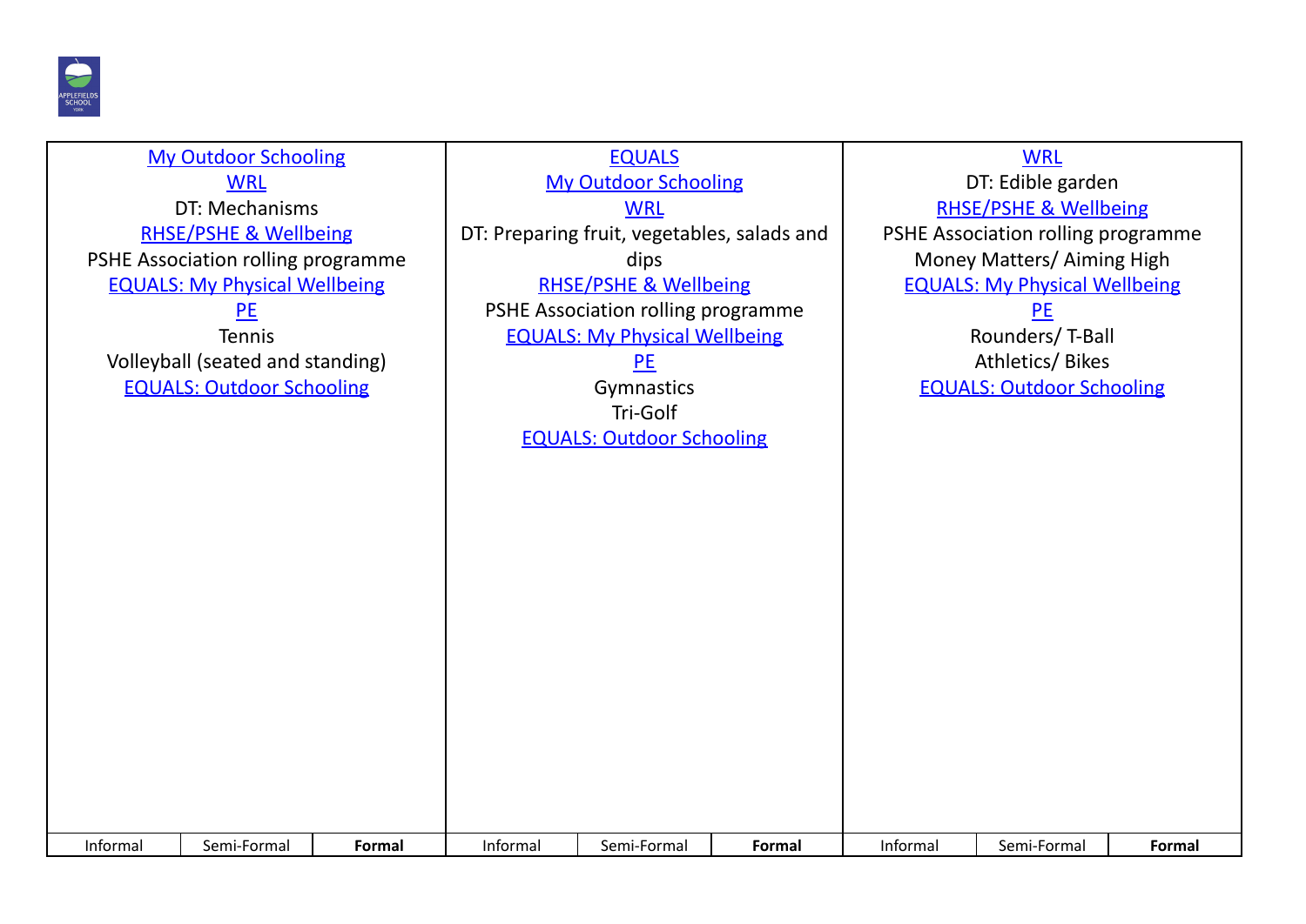| | | |
|---|---|---|
| My Outdoor Schooling<br>WRL<br>DT: Mechanisms<br>RHSE/PSHE & Wellbeing<br>PSHE Association rolling programme<br>EQUALS: My Physical Wellbeing<br>PE<br>Tennis<br>Volleyball (seated and standing)<br>EQUALS: Outdoor Schooling | EQUALS<br>My Outdoor Schooling<br>WRL<br>DT: Preparing fruit, vegetables, salads and dips<br>RHSE/PSHE & Wellbeing<br>PSHE Association rolling programme<br>EQUALS: My Physical Wellbeing<br>PE<br>Gymnastics<br>Tri-Golf<br>EQUALS: Outdoor Schooling | WRL<br>DT: Edible garden<br>RHSE/PSHE & Wellbeing<br>PSHE Association rolling programme<br>Money Matters/ Aiming High<br>EQUALS: My Physical Wellbeing<br>PE<br>Rounders/ T-Ball<br>Athletics/ Bikes<br>EQUALS: Outdoor Schooling |
| Informal / Semi-Formal / **Formal** | Informal / Semi-Formal / **Formal** | Informal / Semi-Formal / **Formal** |